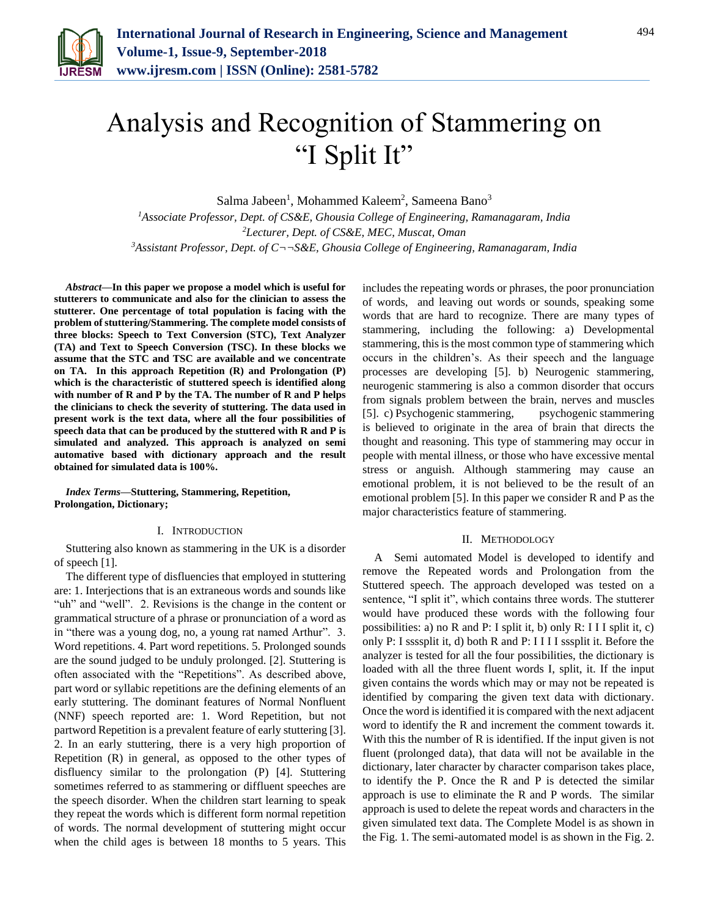# Analysis and Recognition of Stammering on "I Split It"

Salma Jabeen[1], Mohammed Kaleem[2], Sameena Bano[3]

[1]*Associate Professor, Dept. of CS&E, Ghousia College of Engineering, Ramanagaram, India*
[2]*Lecturer, Dept. of CS&E, MEC, Muscat, Oman*
[3]*Assistant Professor, Dept. of C¬¬S&E, Ghousia College of Engineering, Ramanagaram, India*

***Abstract*—In this paper we propose a model which is useful for stutterers to communicate and also for the clinician to assess the stutterer. One percentage of total population is facing with the problem of stuttering/Stammering. The complete model consists of three blocks: Speech to Text Conversion (STC), Text Analyzer (TA) and Text to Speech Conversion (TSC). In these blocks we assume that the STC and TSC are available and we concentrate on TA. In this approach Repetition (R) and Prolongation (P) which is the characteristic of stuttered speech is identified along with number of R and P by the TA. The number of R and P helps the clinicians to check the severity of stuttering. The data used in present work is the text data, where all the four possibilities of speech data that can be produced by the stuttered with R and P is simulated and analyzed. This approach is analyzed on semi automative based with dictionary approach and the result obtained for simulated data is 100%.**

***Index Terms*—Stuttering, Stammering, Repetition, Prolongation, Dictionary;**

## I. Introduction

Stuttering also known as stammering in the UK is a disorder of speech [1].

The different type of disfluencies that employed in stuttering are: 1. Interjections that is an extraneous words and sounds like "uh" and "well". 2. Revisions is the change in the content or grammatical structure of a phrase or pronunciation of a word as in "there was a young dog, no, a young rat named Arthur". 3. Word repetitions. 4. Part word repetitions. 5. Prolonged sounds are the sound judged to be unduly prolonged. [2]. Stuttering is often associated with the "Repetitions". As described above, part word or syllabic repetitions are the defining elements of an early stuttering. The dominant features of Normal Nonfluent (NNF) speech reported are: 1. Word Repetition, but not partword Repetition is a prevalent feature of early stuttering [3]. 2. In an early stuttering, there is a very high proportion of Repetition (R) in general, as opposed to the other types of disfluency similar to the prolongation (P) [4]. Stuttering sometimes referred to as stammering or diffluent speeches are the speech disorder. When the children start learning to speak they repeat the words which is different form normal repetition of words. The normal development of stuttering might occur when the child ages is between 18 months to 5 years. This includes the repeating words or phrases, the poor pronunciation of words, and leaving out words or sounds, speaking some words that are hard to recognize. There are many types of stammering, including the following: a) Developmental stammering, this is the most common type of stammering which occurs in the children's. As their speech and the language processes are developing [5]. b) Neurogenic stammering, neurogenic stammering is also a common disorder that occurs from signals problem between the brain, nerves and muscles [5]. c) Psychogenic stammering, psychogenic stammering is believed to originate in the area of brain that directs the thought and reasoning. This type of stammering may occur in people with mental illness, or those who have excessive mental stress or anguish. Although stammering may cause an emotional problem, it is not believed to be the result of an emotional problem [5]. In this paper we consider R and P as the major characteristics feature of stammering.

## II. Methodology

A Semi automated Model is developed to identify and remove the Repeated words and Prolongation from the Stuttered speech. The approach developed was tested on a sentence, "I split it", which contains three words. The stutterer would have produced these words with the following four possibilities: a) no R and P: I split it, b) only R: I I I split it, c) only P: I ssssplit it, d) both R and P: I I I I sssplit it. Before the analyzer is tested for all the four possibilities, the dictionary is loaded with all the three fluent words I, split, it. If the input given contains the words which may or may not be repeated is identified by comparing the given text data with dictionary. Once the word is identified it is compared with the next adjacent word to identify the R and increment the comment towards it. With this the number of R is identified. If the input given is not fluent (prolonged data), that data will not be available in the dictionary, later character by character comparison takes place, to identify the P. Once the R and P is detected the similar approach is use to eliminate the R and P words. The similar approach is used to delete the repeat words and characters in the given simulated text data. The Complete Model is as shown in the Fig. 1. The semi-automated model is as shown in the Fig. 2.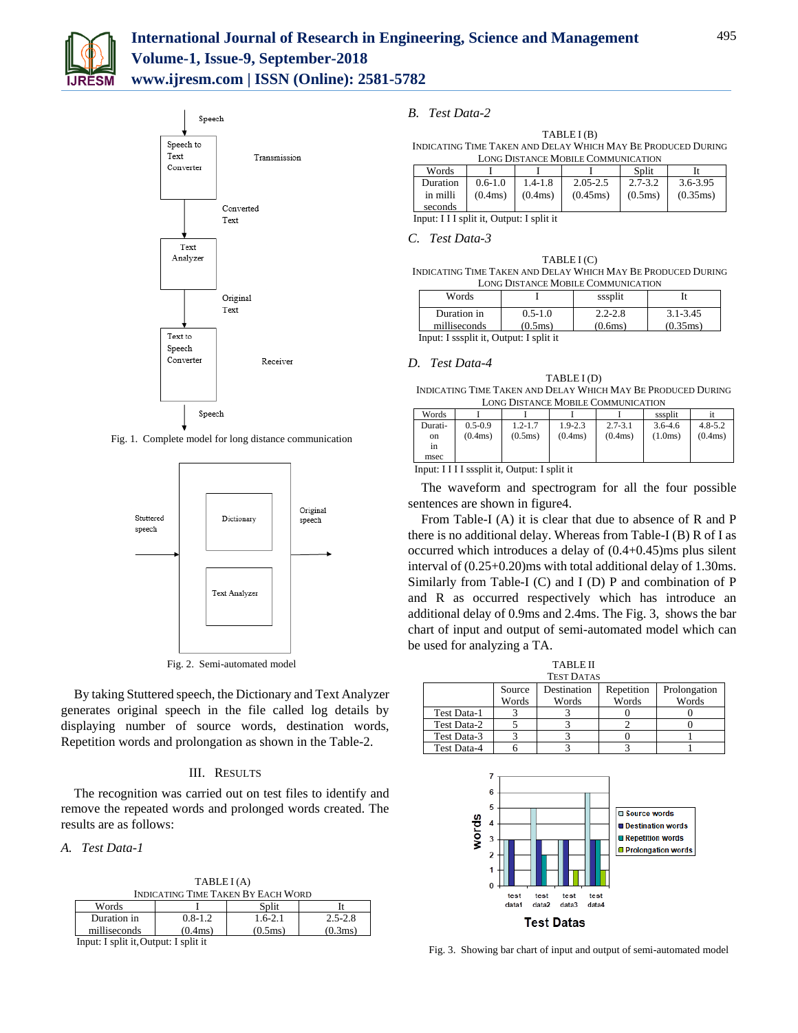Fig. 1. Complete model for long distance communication

Fig. 2. Semi-automated model

By taking Stuttered speech, the Dictionary and Text Analyzer generates original speech in the file called log details by displaying number of source words, destination words, Repetition words and prolongation as shown in the Table-2.

## III. Results

The recognition was carried out on test files to identify and remove the repeated words and prolonged words created. The results are as follows:

### A. Test Data-1

TABLE I (A)
INDICATING TIME TAKEN BY EACH WORD

| Words | I | Split | It |
|---|---|---|---|
| Duration in milliseconds | 0.8-1.2 (0.4ms) | 1.6-2.1 (0.5ms) | 2.5-2.8 (0.3ms) |

Input: I split it, Output: I split it

### B. Test Data-2

TABLE I (B)
INDICATING TIME TAKEN AND DELAY WHICH MAY BE PRODUCED DURING LONG DISTANCE MOBILE COMMUNICATION

| Words | I | I | I | Split | It |
|---|---|---|---|---|---|
| Duration in milli seconds | 0.6-1.0 (0.4ms) | 1.4-1.8 (0.4ms) | 2.05-2.5 (0.45ms) | 2.7-3.2 (0.5ms) | 3.6-3.95 (0.35ms) |

Input: I I I split it, Output: I split it

### C. Test Data-3

TABLE I (C)
INDICATING TIME TAKEN AND DELAY WHICH MAY BE PRODUCED DURING LONG DISTANCE MOBILE COMMUNICATION

| Words | I | sssplit | It |
|---|---|---|---|
| Duration in milliseconds | 0.5-1.0 (0.5ms) | 2.2-2.8 (0.6ms) | 3.1-3.45 (0.35ms) |

Input: I sssplit it, Output: I split it

### D. Test Data-4

TABLE I (D)
INDICATING TIME TAKEN AND DELAY WHICH MAY BE PRODUCED DURING LONG DISTANCE MOBILE COMMUNICATION

| Words | I | I | I | I | sssplit | it |
|---|---|---|---|---|---|---|
| Duration in msec | 0.5-0.9 (0.4ms) | 1.2-1.7 (0.5ms) | 1.9-2.3 (0.4ms) | 2.7-3.1 (0.4ms) | 3.6-4.6 (1.0ms) | 4.8-5.2 (0.4ms) |

Input: I I I I sssplit it, Output: I split it

The waveform and spectrogram for all the four possible sentences are shown in figure4.

From Table-I (A) it is clear that due to absence of R and P there is no additional delay. Whereas from Table-I (B) R of I as occurred which introduces a delay of (0.4+0.45)ms plus silent interval of (0.25+0.20)ms with total additional delay of 1.30ms. Similarly from Table-I (C) and I (D) P and combination of P and R as occurred respectively which has introduce an additional delay of 0.9ms and 2.4ms. The Fig. 3, shows the bar chart of input and output of semi-automated model which can be used for analyzing a TA.

TABLE II
TEST DATAS

| | Source Words | Destination Words | Repetition Words | Prolongation Words |
|---|---|---|---|---|
| Test Data-1 | 3 | 3 | 0 | 0 |
| Test Data-2 | 5 | 3 | 2 | 0 |
| Test Data-3 | 3 | 3 | 0 | 1 |
| Test Data-4 | 6 | 3 | 3 | 1 |

Fig. 3. Showing bar chart of input and output of semi-automated model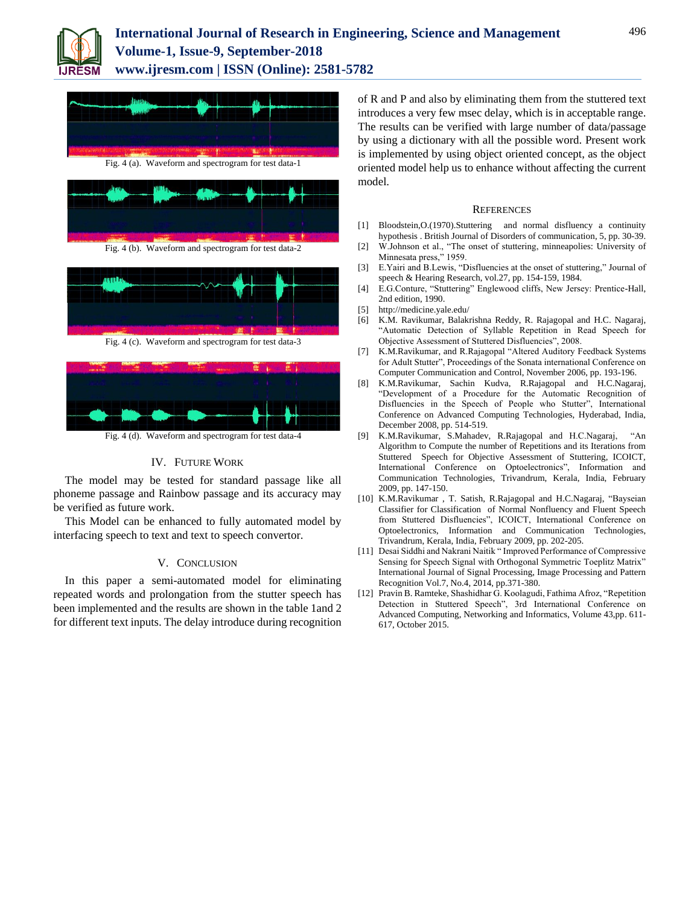Fig. 4 (a). Waveform and spectrogram for test data-1

Fig. 4 (b). Waveform and spectrogram for test data-2

Fig. 4 (c). Waveform and spectrogram for test data-3

Fig. 4 (d). Waveform and spectrogram for test data-4

## IV. Future Work

The model may be tested for standard passage like all phoneme passage and Rainbow passage and its accuracy may be verified as future work.

This Model can be enhanced to fully automated model by interfacing speech to text and text to speech convertor.

## V. Conclusion

In this paper a semi-automated model for eliminating repeated words and prolongation from the stutter speech has been implemented and the results are shown in the table 1and 2 for different text inputs. The delay introduce during recognition of R and P and also by eliminating them from the stuttered text introduces a very few msec delay, which is in acceptable range. The results can be verified with large number of data/passage by using a dictionary with all the possible word. Present work is implemented by using object oriented concept, as the object oriented model help us to enhance without affecting the current model.

## References

[1] Bloodstein,O.(1970).Stuttering and normal disfluency a continuity hypothesis . British Journal of Disorders of communication, 5, pp. 30-39.

[2] W.Johnson et al., "The onset of stuttering, minneapolies: University of Minnesata press," 1959.

[3] E.Yairi and B.Lewis, "Disfluencies at the onset of stuttering," Journal of speech & Hearing Research, vol.27, pp. 154-159, 1984.

[4] E.G.Conture, "Stuttering" Englewood cliffs, New Jersey: Prentice-Hall, 2nd edition, 1990.

[5] http://medicine.yale.edu/

[6] K.M. Ravikumar, Balakrishna Reddy, R. Rajagopal and H.C. Nagaraj, "Automatic Detection of Syllable Repetition in Read Speech for Objective Assessment of Stuttered Disfluencies", 2008.

[7] K.M.Ravikumar, and R.Rajagopal "Altered Auditory Feedback Systems for Adult Stutter", Proceedings of the Sonata international Conference on Computer Communication and Control, November 2006, pp. 193-196.

[8] K.M.Ravikumar, Sachin Kudva, R.Rajagopal and H.C.Nagaraj, "Development of a Procedure for the Automatic Recognition of Disfluencies in the Speech of People who Stutter", International Conference on Advanced Computing Technologies, Hyderabad, India, December 2008, pp. 514-519.

[9] K.M.Ravikumar, S.Mahadev, R.Rajagopal and H.C.Nagaraj, "An Algorithm to Compute the number of Repetitions and its Iterations from Stuttered Speech for Objective Assessment of Stuttering, ICOICT, International Conference on Optoelectronics", Information and Communication Technologies, Trivandrum, Kerala, India, February 2009, pp. 147-150.

[10] K.M.Ravikumar , T. Satish, R.Rajagopal and H.C.Nagaraj, "Bayseian Classifier for Classification of Normal Nonfluency and Fluent Speech from Stuttered Disfluencies", ICOICT, International Conference on Optoelectronics, Information and Communication Technologies, Trivandrum, Kerala, India, February 2009, pp. 202-205.

[11] Desai Siddhi and Nakrani Naitik " Improved Performance of Compressive Sensing for Speech Signal with Orthogonal Symmetric Toeplitz Matrix" International Journal of Signal Processing, Image Processing and Pattern Recognition Vol.7, No.4, 2014, pp.371-380.

[12] Pravin B. Ramteke, Shashidhar G. Koolagudi, Fathima Afroz, "Repetition Detection in Stuttered Speech", 3rd International Conference on Advanced Computing, Networking and Informatics, Volume 43,pp. 611-617, October 2015.